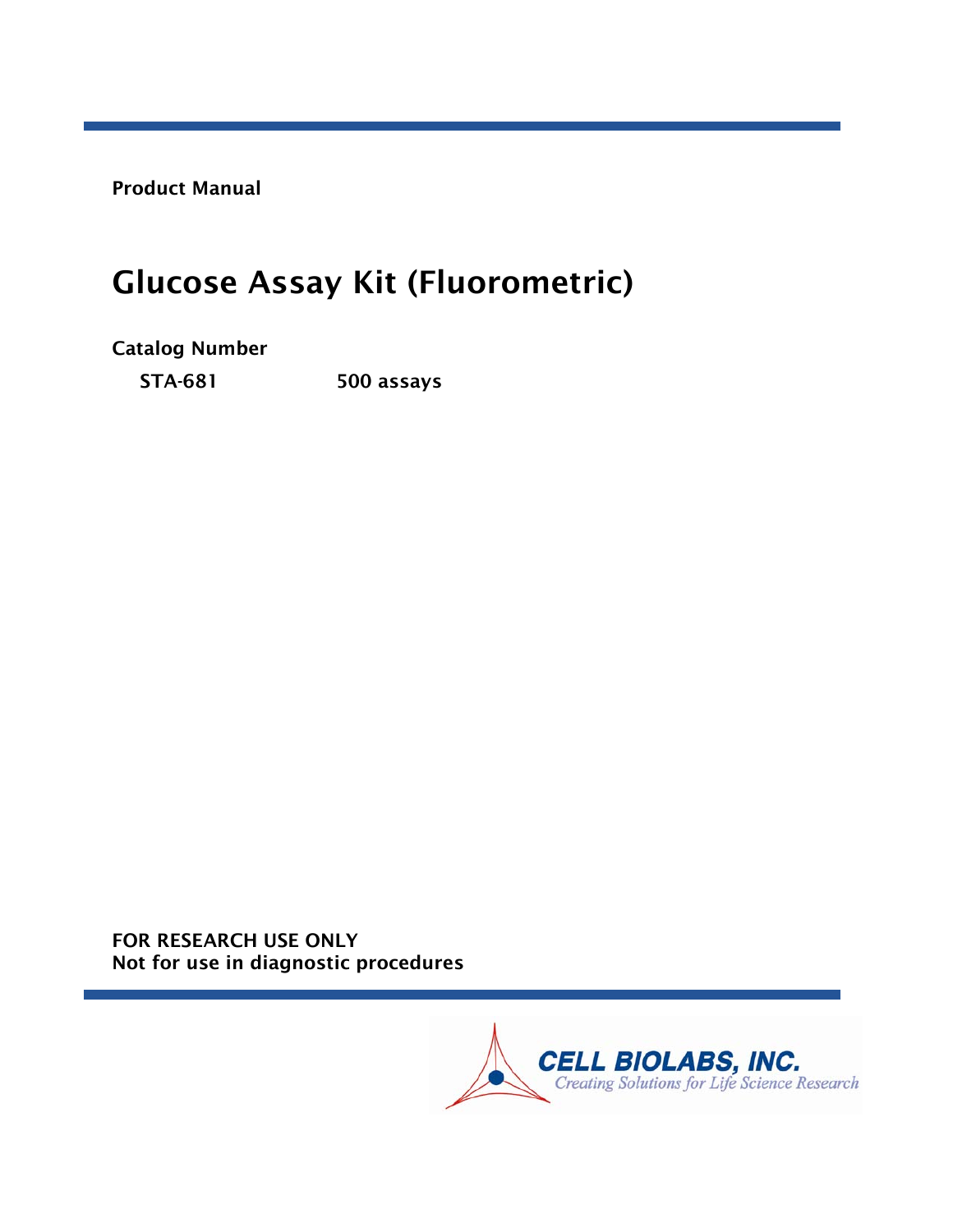**Product Manual**

# Glucose Assay Kit (Fluorometric)

**Catalog Number**

| | |
|---|---|
| **STA-681** | **500 assays** |

**FOR RESEARCH USE ONLY**
**Not for use in diagnostic procedures**

CELL BIOLABS, INC.
*Creating Solutions for Life Science Research*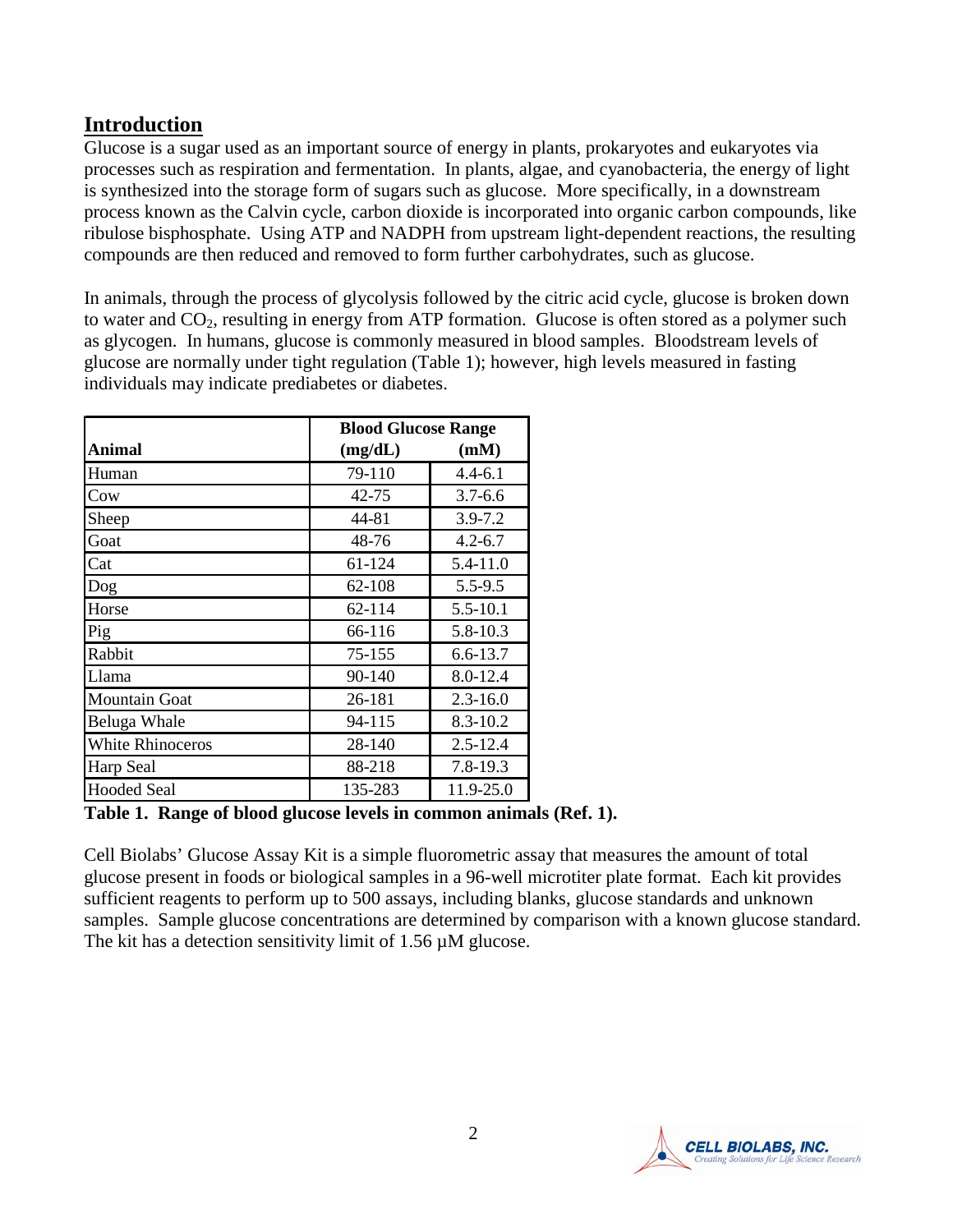## Introduction

Glucose is a sugar used as an important source of energy in plants, prokaryotes and eukaryotes via processes such as respiration and fermentation. In plants, algae, and cyanobacteria, the energy of light is synthesized into the storage form of sugars such as glucose. More specifically, in a downstream process known as the Calvin cycle, carbon dioxide is incorporated into organic carbon compounds, like ribulose bisphosphate. Using ATP and NADPH from upstream light-dependent reactions, the resulting compounds are then reduced and removed to form further carbohydrates, such as glucose.

In animals, through the process of glycolysis followed by the citric acid cycle, glucose is broken down to water and $CO_2$, resulting in energy from ATP formation. Glucose is often stored as a polymer such as glycogen. In humans, glucose is commonly measured in blood samples. Bloodstream levels of glucose are normally under tight regulation (Table 1); however, high levels measured in fasting individuals may indicate prediabetes or diabetes.

| Animal | Blood Glucose Range (mg/dL) | Blood Glucose Range (mM) |
|---|---|---|
| Human | 79-110 | 4.4-6.1 |
| Cow | 42-75 | 3.7-6.6 |
| Sheep | 44-81 | 3.9-7.2 |
| Goat | 48-76 | 4.2-6.7 |
| Cat | 61-124 | 5.4-11.0 |
| Dog | 62-108 | 5.5-9.5 |
| Horse | 62-114 | 5.5-10.1 |
| Pig | 66-116 | 5.8-10.3 |
| Rabbit | 75-155 | 6.6-13.7 |
| Llama | 90-140 | 8.0-12.4 |
| Mountain Goat | 26-181 | 2.3-16.0 |
| Beluga Whale | 94-115 | 8.3-10.2 |
| White Rhinoceros | 28-140 | 2.5-12.4 |
| Harp Seal | 88-218 | 7.8-19.3 |
| Hooded Seal | 135-283 | 11.9-25.0 |

**Table 1. Range of blood glucose levels in common animals (Ref. 1).**

Cell Biolabs' Glucose Assay Kit is a simple fluorometric assay that measures the amount of total glucose present in foods or biological samples in a 96-well microtiter plate format. Each kit provides sufficient reagents to perform up to 500 assays, including blanks, glucose standards and unknown samples. Sample glucose concentrations are determined by comparison with a known glucose standard. The kit has a detection sensitivity limit of 1.56 µM glucose.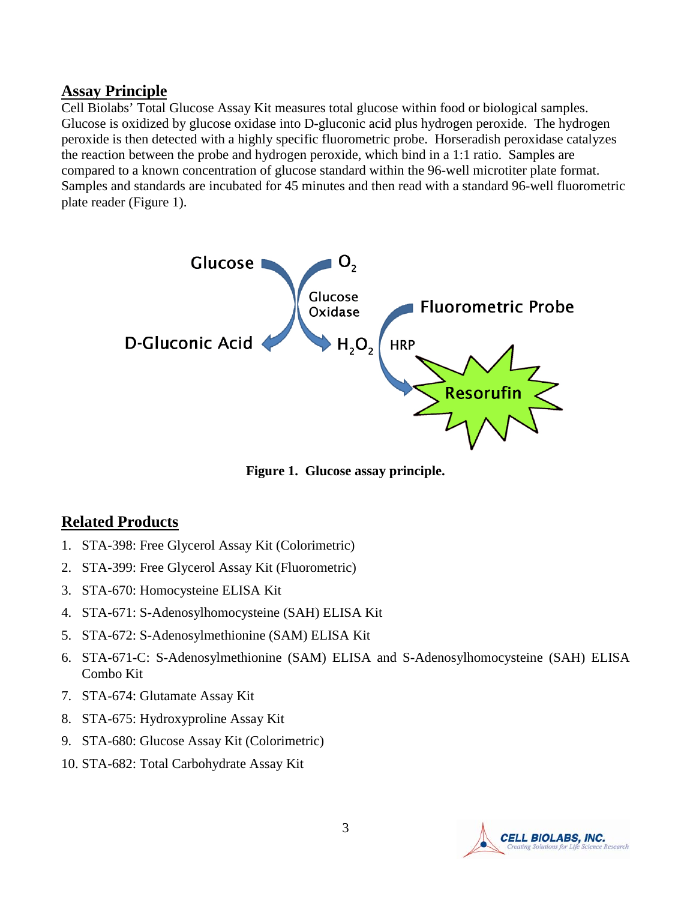## Assay Principle

Cell Biolabs' Total Glucose Assay Kit measures total glucose within food or biological samples. Glucose is oxidized by glucose oxidase into D-gluconic acid plus hydrogen peroxide. The hydrogen peroxide is then detected with a highly specific fluorometric probe. Horseradish peroxidase catalyzes the reaction between the probe and hydrogen peroxide, which bind in a 1:1 ratio. Samples are compared to a known concentration of glucose standard within the 96-well microtiter plate format. Samples and standards are incubated for 45 minutes and then read with a standard 96-well fluorometric plate reader (Figure 1).

**Figure 1. Glucose assay principle.**

## Related Products

1. STA-398: Free Glycerol Assay Kit (Colorimetric)
2. STA-399: Free Glycerol Assay Kit (Fluorometric)
3. STA-670: Homocysteine ELISA Kit
4. STA-671: S-Adenosylhomocysteine (SAH) ELISA Kit
5. STA-672: S-Adenosylmethionine (SAM) ELISA Kit
6. STA-671-C: S-Adenosylmethionine (SAM) ELISA and S-Adenosylhomocysteine (SAH) ELISA Combo Kit
7. STA-674: Glutamate Assay Kit
8. STA-675: Hydroxyproline Assay Kit
9. STA-680: Glucose Assay Kit (Colorimetric)
10. STA-682: Total Carbohydrate Assay Kit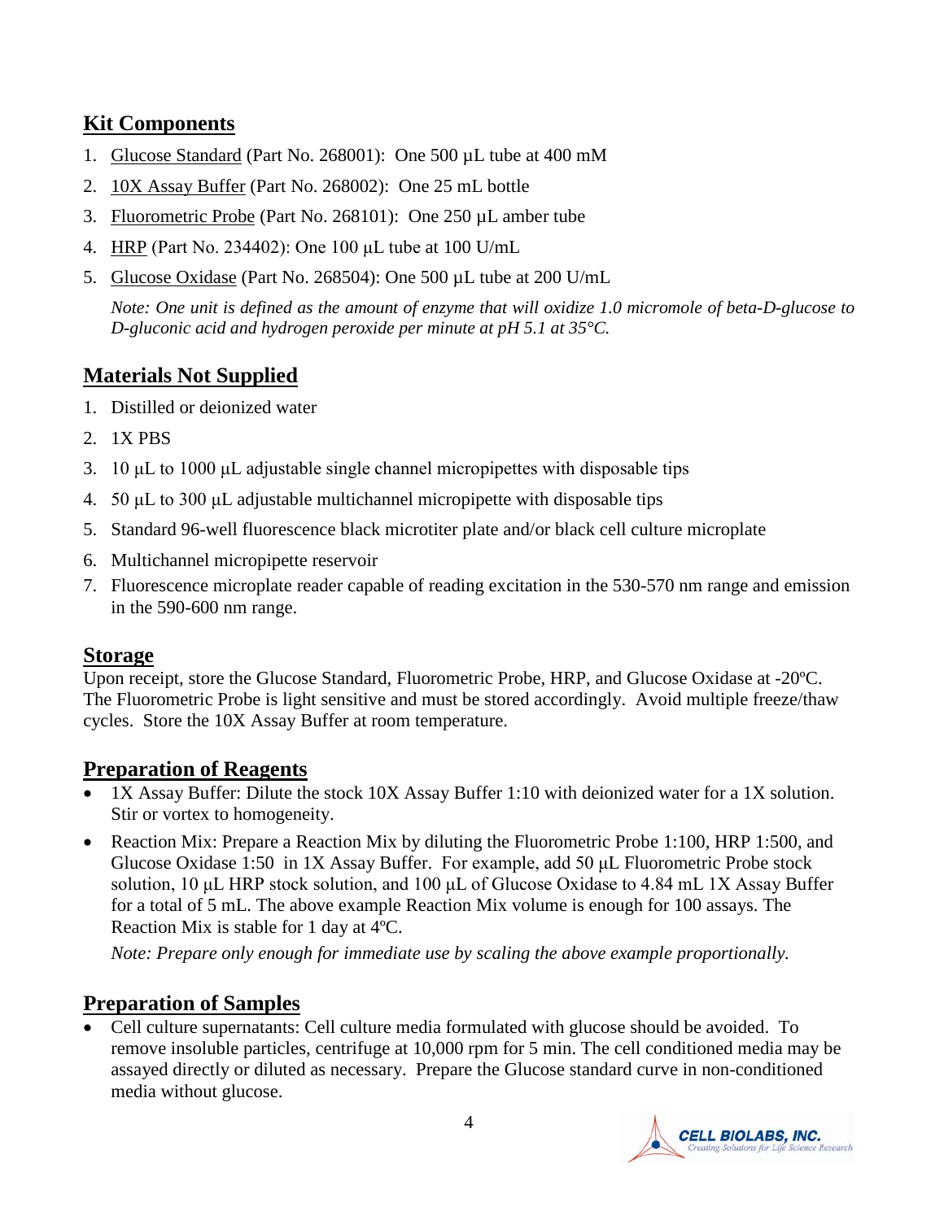## Kit Components

1. Glucose Standard (Part No. 268001): One 500 µL tube at 400 mM
2. 10X Assay Buffer (Part No. 268002): One 25 mL bottle
3. Fluorometric Probe (Part No. 268101): One 250 µL amber tube
4. HRP (Part No. 234402): One 100 µL tube at 100 U/mL
5. Glucose Oxidase (Part No. 268504): One 500 µL tube at 200 U/mL

   *Note: One unit is defined as the amount of enzyme that will oxidize 1.0 micromole of beta-D-glucose to D-gluconic acid and hydrogen peroxide per minute at pH 5.1 at 35°C.*

## Materials Not Supplied

1. Distilled or deionized water
2. 1X PBS
3. 10 µL to 1000 µL adjustable single channel micropipettes with disposable tips
4. 50 µL to 300 µL adjustable multichannel micropipette with disposable tips
5. Standard 96-well fluorescence black microtiter plate and/or black cell culture microplate
6. Multichannel micropipette reservoir
7. Fluorescence microplate reader capable of reading excitation in the 530-570 nm range and emission in the 590-600 nm range.

## Storage

Upon receipt, store the Glucose Standard, Fluorometric Probe, HRP, and Glucose Oxidase at -20ºC. The Fluorometric Probe is light sensitive and must be stored accordingly. Avoid multiple freeze/thaw cycles. Store the 10X Assay Buffer at room temperature.

## Preparation of Reagents

- 1X Assay Buffer: Dilute the stock 10X Assay Buffer 1:10 with deionized water for a 1X solution. Stir or vortex to homogeneity.
- Reaction Mix: Prepare a Reaction Mix by diluting the Fluorometric Probe 1:100, HRP 1:500, and Glucose Oxidase 1:50 in 1X Assay Buffer. For example, add 50 µL Fluorometric Probe stock solution, 10 µL HRP stock solution, and 100 µL of Glucose Oxidase to 4.84 mL 1X Assay Buffer for a total of 5 mL. The above example Reaction Mix volume is enough for 100 assays. The Reaction Mix is stable for 1 day at 4ºC.

  *Note: Prepare only enough for immediate use by scaling the above example proportionally.*

## Preparation of Samples

- Cell culture supernatants: Cell culture media formulated with glucose should be avoided. To remove insoluble particles, centrifuge at 10,000 rpm for 5 min. The cell conditioned media may be assayed directly or diluted as necessary. Prepare the Glucose standard curve in non-conditioned media without glucose.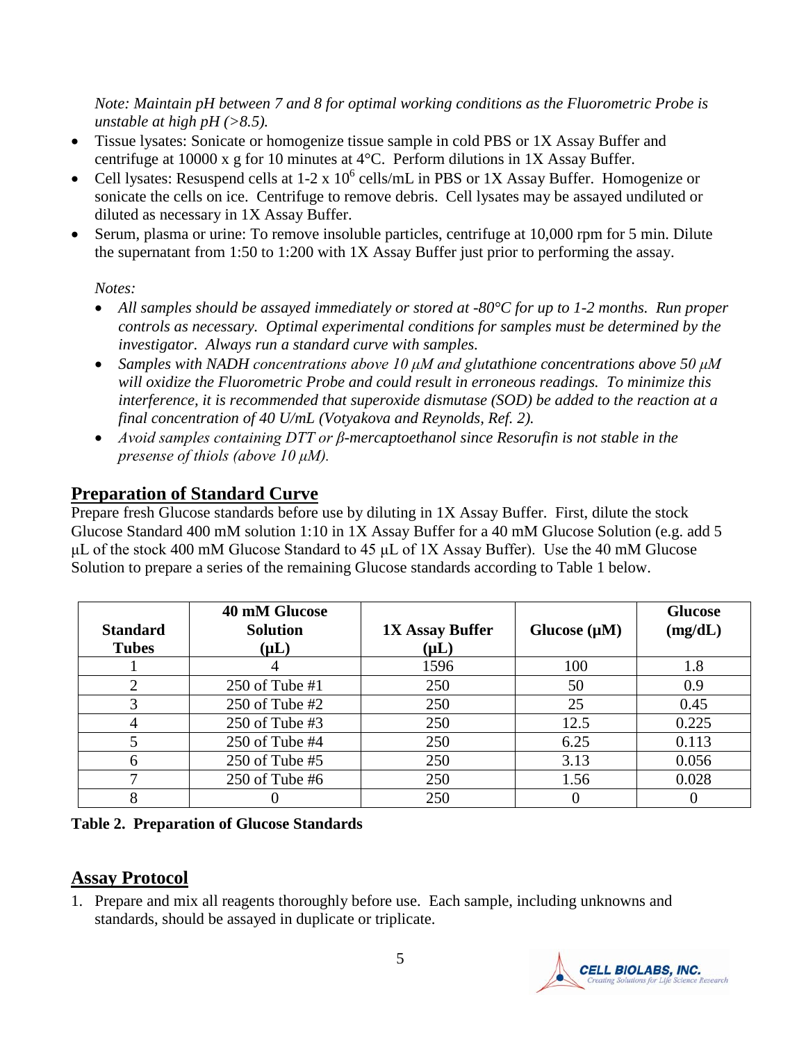*Note: Maintain pH between 7 and 8 for optimal working conditions as the Fluorometric Probe is unstable at high pH (>8.5).*

- Tissue lysates: Sonicate or homogenize tissue sample in cold PBS or 1X Assay Buffer and centrifuge at 10000 x g for 10 minutes at 4°C. Perform dilutions in 1X Assay Buffer.
- Cell lysates: Resuspend cells at 1-2 x $10^6$ cells/mL in PBS or 1X Assay Buffer. Homogenize or sonicate the cells on ice. Centrifuge to remove debris. Cell lysates may be assayed undiluted or diluted as necessary in 1X Assay Buffer.
- Serum, plasma or urine: To remove insoluble particles, centrifuge at 10,000 rpm for 5 min. Dilute the supernatant from 1:50 to 1:200 with 1X Assay Buffer just prior to performing the assay.

*Notes:*

- *All samples should be assayed immediately or stored at -80°C for up to 1-2 months. Run proper controls as necessary. Optimal experimental conditions for samples must be determined by the investigator. Always run a standard curve with samples.*
- *Samples with NADH concentrations above 10 µM and glutathione concentrations above 50 µM will oxidize the Fluorometric Probe and could result in erroneous readings. To minimize this interference, it is recommended that superoxide dismutase (SOD) be added to the reaction at a final concentration of 40 U/mL (Votyakova and Reynolds, Ref. 2).*
- *Avoid samples containing DTT or β-mercaptoethanol since Resorufin is not stable in the presense of thiols (above 10 µM).*

## Preparation of Standard Curve

Prepare fresh Glucose standards before use by diluting in 1X Assay Buffer. First, dilute the stock Glucose Standard 400 mM solution 1:10 in 1X Assay Buffer for a 40 mM Glucose Solution (e.g. add 5 µL of the stock 400 mM Glucose Standard to 45 µL of 1X Assay Buffer). Use the 40 mM Glucose Solution to prepare a series of the remaining Glucose standards according to Table 1 below.

| Standard Tubes | 40 mM Glucose Solution (µL) | 1X Assay Buffer (µL) | Glucose (µM) | Glucose (mg/dL) |
|---|---|---|---|---|
| 1 | 4 | 1596 | 100 | 1.8 |
| 2 | 250 of Tube #1 | 250 | 50 | 0.9 |
| 3 | 250 of Tube #2 | 250 | 25 | 0.45 |
| 4 | 250 of Tube #3 | 250 | 12.5 | 0.225 |
| 5 | 250 of Tube #4 | 250 | 6.25 | 0.113 |
| 6 | 250 of Tube #5 | 250 | 3.13 | 0.056 |
| 7 | 250 of Tube #6 | 250 | 1.56 | 0.028 |
| 8 | 0 | 250 | 0 | 0 |

**Table 2. Preparation of Glucose Standards**

## Assay Protocol

1. Prepare and mix all reagents thoroughly before use. Each sample, including unknowns and standards, should be assayed in duplicate or triplicate.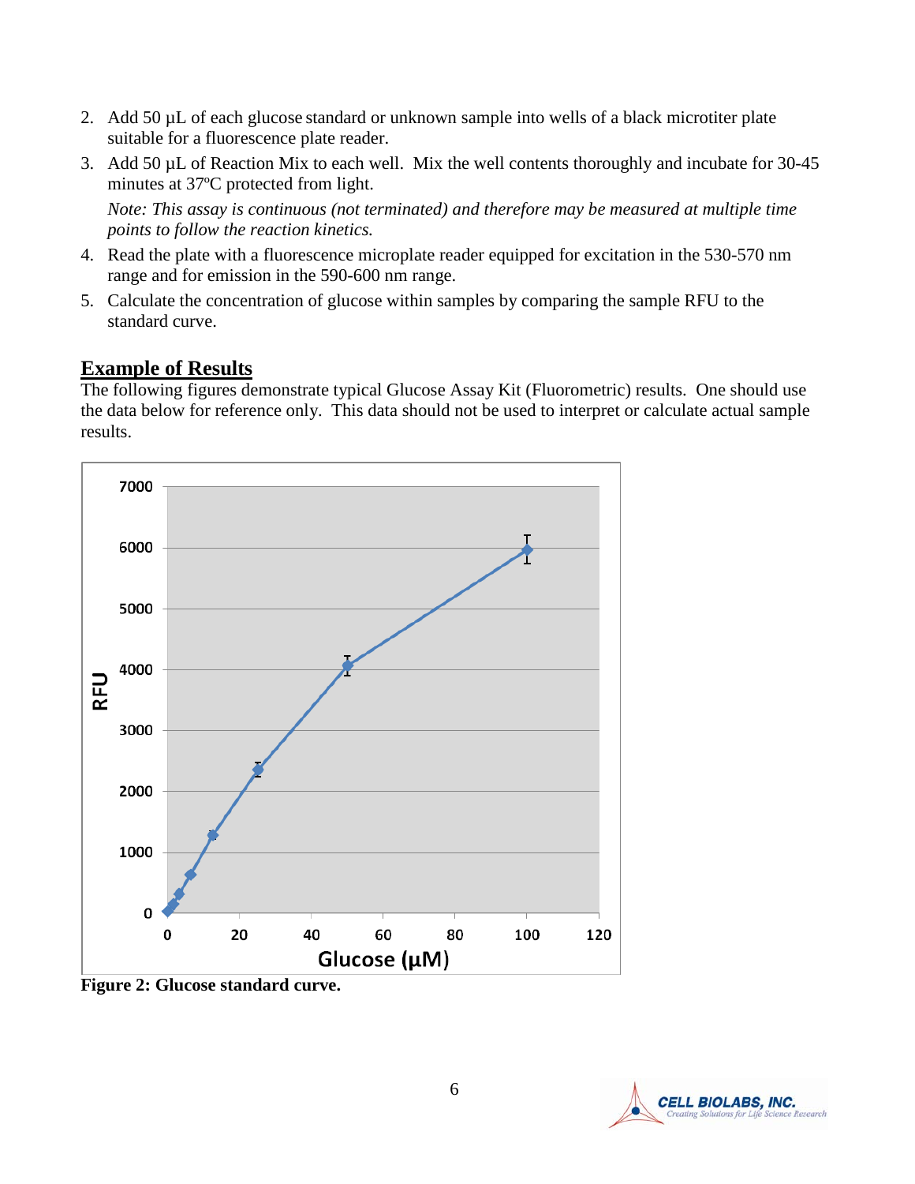2. Add 50 µL of each glucose standard or unknown sample into wells of a black microtiter plate suitable for a fluorescence plate reader.
3. Add 50 µL of Reaction Mix to each well. Mix the well contents thoroughly and incubate for 30-45 minutes at 37ºC protected from light.

   *Note: This assay is continuous (not terminated) and therefore may be measured at multiple time points to follow the reaction kinetics.*
4. Read the plate with a fluorescence microplate reader equipped for excitation in the 530-570 nm range and for emission in the 590-600 nm range.
5. Calculate the concentration of glucose within samples by comparing the sample RFU to the standard curve.

## Example of Results

The following figures demonstrate typical Glucose Assay Kit (Fluorometric) results. One should use the data below for reference only. This data should not be used to interpret or calculate actual sample results.

**Figure 2: Glucose standard curve.**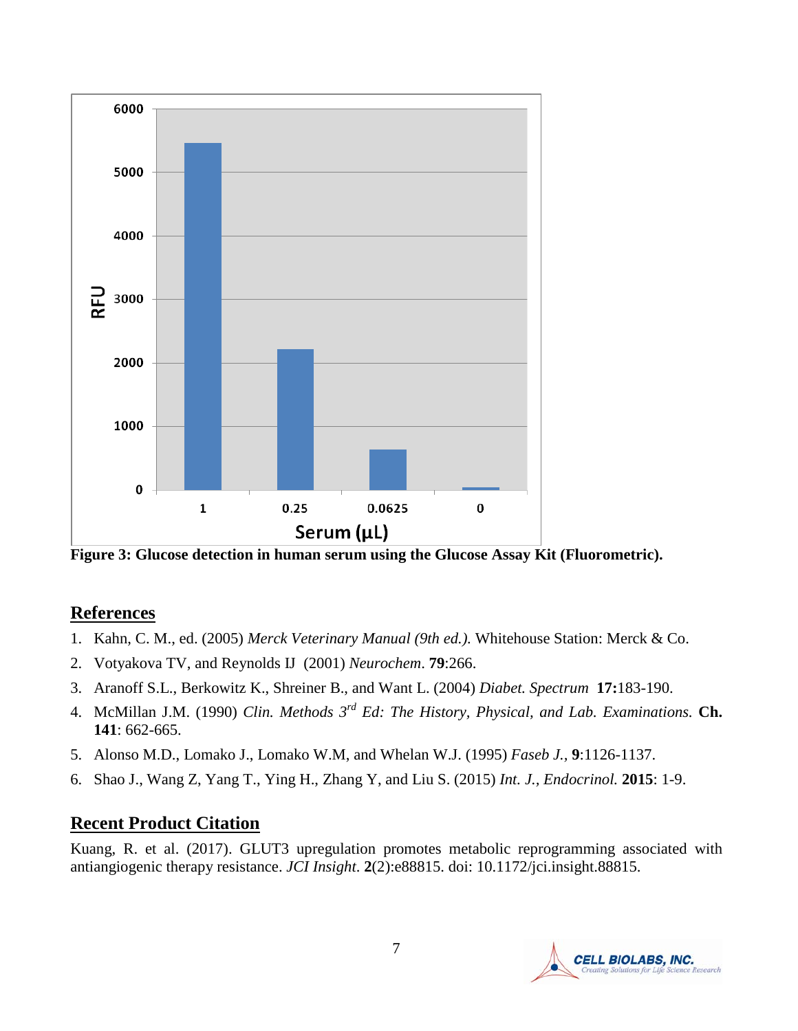Figure 3: Glucose detection in human serum using the Glucose Assay Kit (Fluorometric).

## References

1. Kahn, C. M., ed. (2005) *Merck Veterinary Manual (9th ed.).* Whitehouse Station: Merck & Co.
2. Votyakova TV, and Reynolds IJ (2001) *Neurochem*. **79**:266.
3. Aranoff S.L., Berkowitz K., Shreiner B., and Want L. (2004) *Diabet. Spectrum* **17:**183-190.
4. McMillan J.M. (1990) *Clin. Methods 3rd Ed: The History, Physical, and Lab. Examinations.* **Ch. 141**: 662-665.
5. Alonso M.D., Lomako J., Lomako W.M, and Whelan W.J. (1995) *Faseb J.,* **9**:1126-1137.
6. Shao J., Wang Z, Yang T., Ying H., Zhang Y, and Liu S. (2015) *Int. J., Endocrinol.* **2015**: 1-9.

## Recent Product Citation

Kuang, R. et al. (2017). GLUT3 upregulation promotes metabolic reprogramming associated with antiangiogenic therapy resistance. *JCI Insight*. **2**(2):e88815. doi: 10.1172/jci.insight.88815.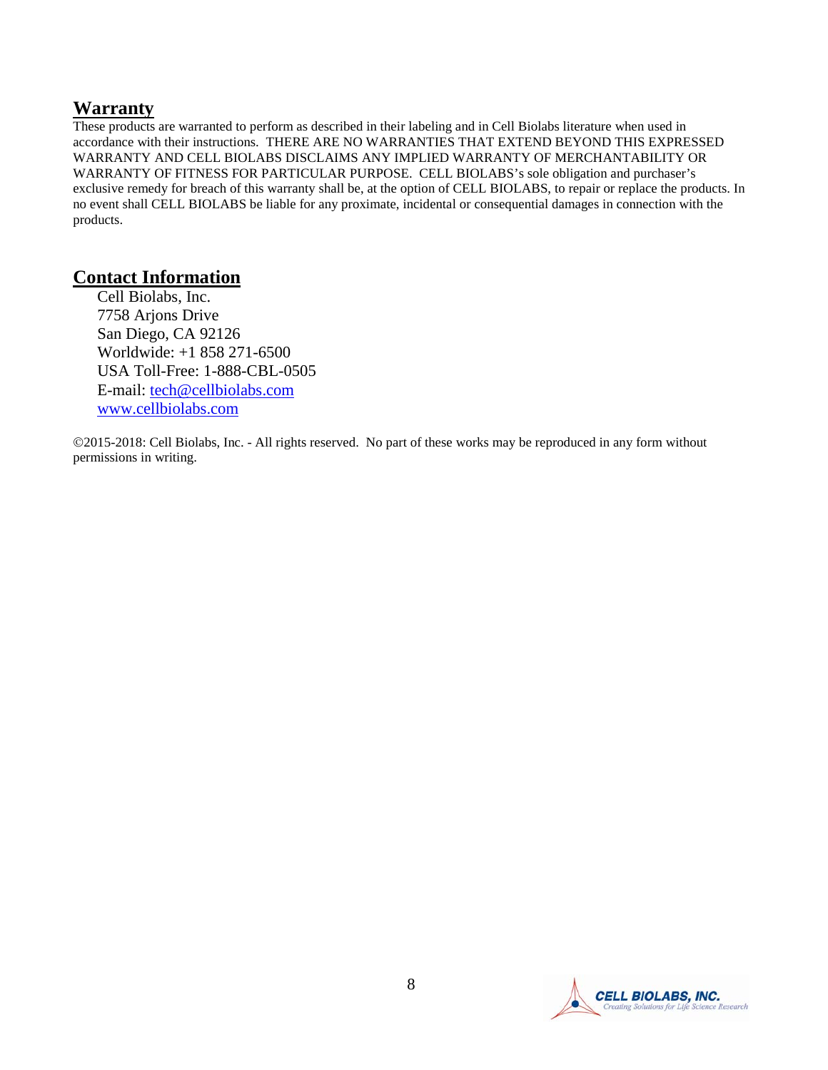## Warranty

These products are warranted to perform as described in their labeling and in Cell Biolabs literature when used in accordance with their instructions. THERE ARE NO WARRANTIES THAT EXTEND BEYOND THIS EXPRESSED WARRANTY AND CELL BIOLABS DISCLAIMS ANY IMPLIED WARRANTY OF MERCHANTABILITY OR WARRANTY OF FITNESS FOR PARTICULAR PURPOSE. CELL BIOLABS's sole obligation and purchaser's exclusive remedy for breach of this warranty shall be, at the option of CELL BIOLABS, to repair or replace the products. In no event shall CELL BIOLABS be liable for any proximate, incidental or consequential damages in connection with the products.

## Contact Information

Cell Biolabs, Inc.
7758 Arjons Drive
San Diego, CA 92126
Worldwide: +1 858 271-6500
USA Toll-Free: 1-888-CBL-0505
E-mail: tech@cellbiolabs.com
www.cellbiolabs.com

©2015-2018: Cell Biolabs, Inc. - All rights reserved. No part of these works may be reproduced in any form without permissions in writing.